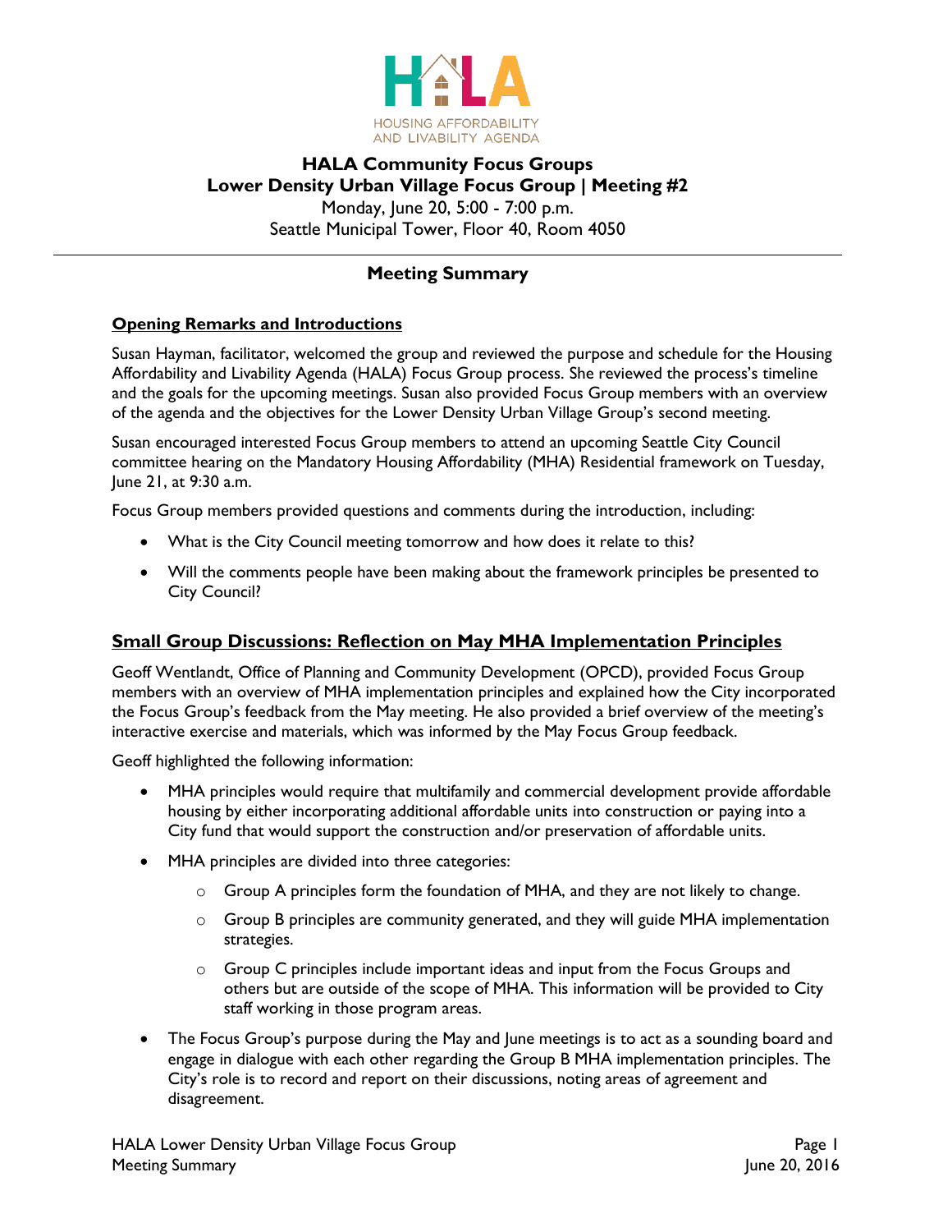HALA

HOUSING AFFORDABILITY AND LIVABILITY AGENDA

# HALA Community Focus Groups
# Lower Density Urban Village Focus Group | Meeting #2

Monday, June 20, 5:00 - 7:00 p.m.
Seattle Municipal Tower, Floor 40, Room 4050

## Meeting Summary

### Opening Remarks and Introductions

Susan Hayman, facilitator, welcomed the group and reviewed the purpose and schedule for the Housing Affordability and Livability Agenda (HALA) Focus Group process. She reviewed the process's timeline and the goals for the upcoming meetings. Susan also provided Focus Group members with an overview of the agenda and the objectives for the Lower Density Urban Village Group's second meeting.

Susan encouraged interested Focus Group members to attend an upcoming Seattle City Council committee hearing on the Mandatory Housing Affordability (MHA) Residential framework on Tuesday, June 21, at 9:30 a.m.

Focus Group members provided questions and comments during the introduction, including:

- What is the City Council meeting tomorrow and how does it relate to this?
- Will the comments people have been making about the framework principles be presented to City Council?

### Small Group Discussions: Reflection on May MHA Implementation Principles

Geoff Wentlandt, Office of Planning and Community Development (OPCD), provided Focus Group members with an overview of MHA implementation principles and explained how the City incorporated the Focus Group's feedback from the May meeting. He also provided a brief overview of the meeting's interactive exercise and materials, which was informed by the May Focus Group feedback.

Geoff highlighted the following information:

- MHA principles would require that multifamily and commercial development provide affordable housing by either incorporating additional affordable units into construction or paying into a City fund that would support the construction and/or preservation of affordable units.
- MHA principles are divided into three categories:
  - Group A principles form the foundation of MHA, and they are not likely to change.
  - Group B principles are community generated, and they will guide MHA implementation strategies.
  - Group C principles include important ideas and input from the Focus Groups and others but are outside of the scope of MHA. This information will be provided to City staff working in those program areas.
- The Focus Group's purpose during the May and June meetings is to act as a sounding board and engage in dialogue with each other regarding the Group B MHA implementation principles. The City's role is to record and report on their discussions, noting areas of agreement and disagreement.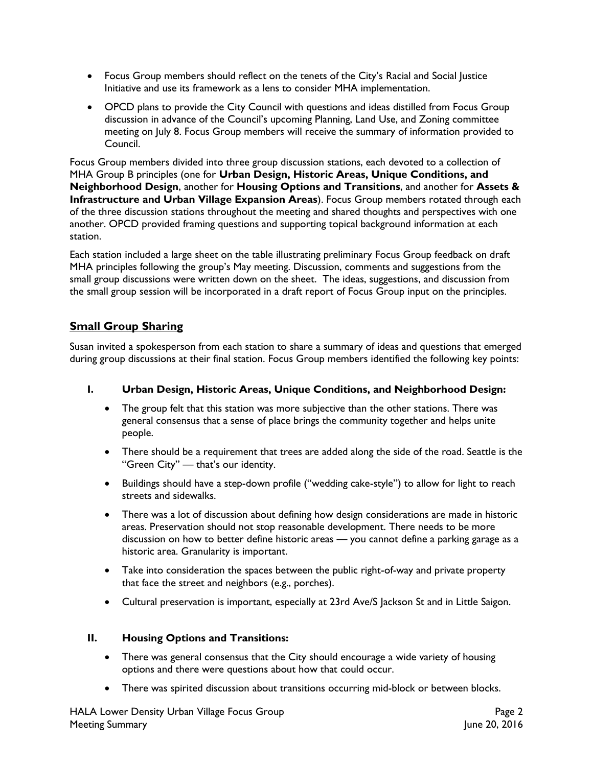- Focus Group members should reflect on the tenets of the City's Racial and Social Justice Initiative and use its framework as a lens to consider MHA implementation.
- OPCD plans to provide the City Council with questions and ideas distilled from Focus Group discussion in advance of the Council's upcoming Planning, Land Use, and Zoning committee meeting on July 8. Focus Group members will receive the summary of information provided to Council.

Focus Group members divided into three group discussion stations, each devoted to a collection of MHA Group B principles (one for **Urban Design, Historic Areas, Unique Conditions, and Neighborhood Design**, another for **Housing Options and Transitions**, and another for **Assets & Infrastructure and Urban Village Expansion Areas**). Focus Group members rotated through each of the three discussion stations throughout the meeting and shared thoughts and perspectives with one another. OPCD provided framing questions and supporting topical background information at each station.

Each station included a large sheet on the table illustrating preliminary Focus Group feedback on draft MHA principles following the group's May meeting. Discussion, comments and suggestions from the small group discussions were written down on the sheet. The ideas, suggestions, and discussion from the small group session will be incorporated in a draft report of Focus Group input on the principles.

## Small Group Sharing

Susan invited a spokesperson from each station to share a summary of ideas and questions that emerged during group discussions at their final station. Focus Group members identified the following key points:

### I. Urban Design, Historic Areas, Unique Conditions, and Neighborhood Design:

- The group felt that this station was more subjective than the other stations. There was general consensus that a sense of place brings the community together and helps unite people.
- There should be a requirement that trees are added along the side of the road. Seattle is the "Green City" — that's our identity.
- Buildings should have a step-down profile ("wedding cake-style") to allow for light to reach streets and sidewalks.
- There was a lot of discussion about defining how design considerations are made in historic areas. Preservation should not stop reasonable development. There needs to be more discussion on how to better define historic areas — you cannot define a parking garage as a historic area. Granularity is important.
- Take into consideration the spaces between the public right-of-way and private property that face the street and neighbors (e.g., porches).
- Cultural preservation is important, especially at 23rd Ave/S Jackson St and in Little Saigon.

### II. Housing Options and Transitions:

- There was general consensus that the City should encourage a wide variety of housing options and there were questions about how that could occur.
- There was spirited discussion about transitions occurring mid-block or between blocks.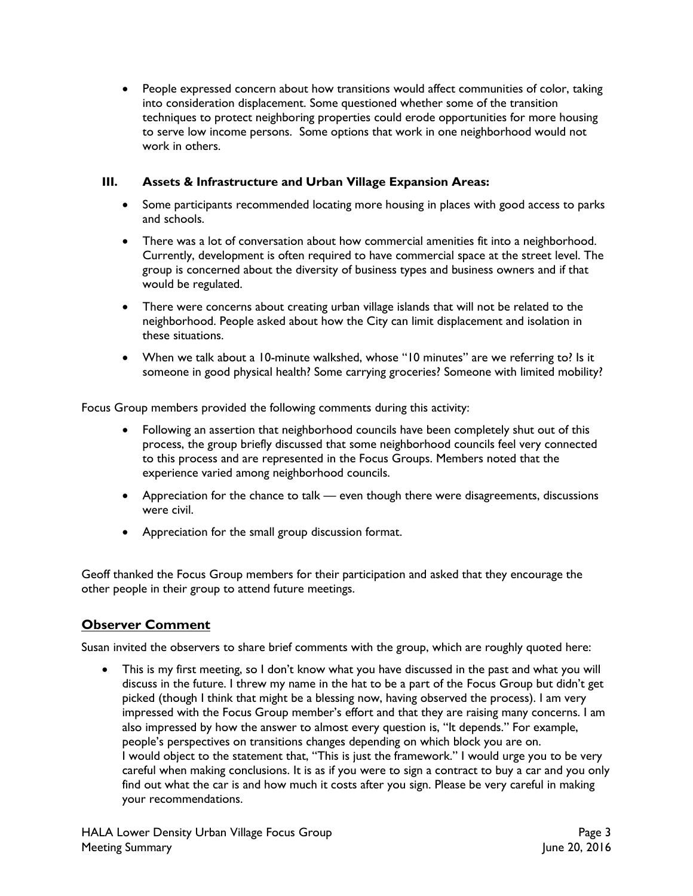- People expressed concern about how transitions would affect communities of color, taking into consideration displacement. Some questioned whether some of the transition techniques to protect neighboring properties could erode opportunities for more housing to serve low income persons. Some options that work in one neighborhood would not work in others.

### III. Assets & Infrastructure and Urban Village Expansion Areas:

- Some participants recommended locating more housing in places with good access to parks and schools.
- There was a lot of conversation about how commercial amenities fit into a neighborhood. Currently, development is often required to have commercial space at the street level. The group is concerned about the diversity of business types and business owners and if that would be regulated.
- There were concerns about creating urban village islands that will not be related to the neighborhood. People asked about how the City can limit displacement and isolation in these situations.
- When we talk about a 10-minute walkshed, whose "10 minutes" are we referring to? Is it someone in good physical health? Some carrying groceries? Someone with limited mobility?

Focus Group members provided the following comments during this activity:

- Following an assertion that neighborhood councils have been completely shut out of this process, the group briefly discussed that some neighborhood councils feel very connected to this process and are represented in the Focus Groups. Members noted that the experience varied among neighborhood councils.
- Appreciation for the chance to talk — even though there were disagreements, discussions were civil.
- Appreciation for the small group discussion format.

Geoff thanked the Focus Group members for their participation and asked that they encourage the other people in their group to attend future meetings.

## Observer Comment

Susan invited the observers to share brief comments with the group, which are roughly quoted here:

- This is my first meeting, so I don't know what you have discussed in the past and what you will discuss in the future. I threw my name in the hat to be a part of the Focus Group but didn't get picked (though I think that might be a blessing now, having observed the process). I am very impressed with the Focus Group member's effort and that they are raising many concerns. I am also impressed by how the answer to almost every question is, "It depends." For example, people's perspectives on transitions changes depending on which block you are on.
  I would object to the statement that, "This is just the framework." I would urge you to be very careful when making conclusions. It is as if you were to sign a contract to buy a car and you only find out what the car is and how much it costs after you sign. Please be very careful in making your recommendations.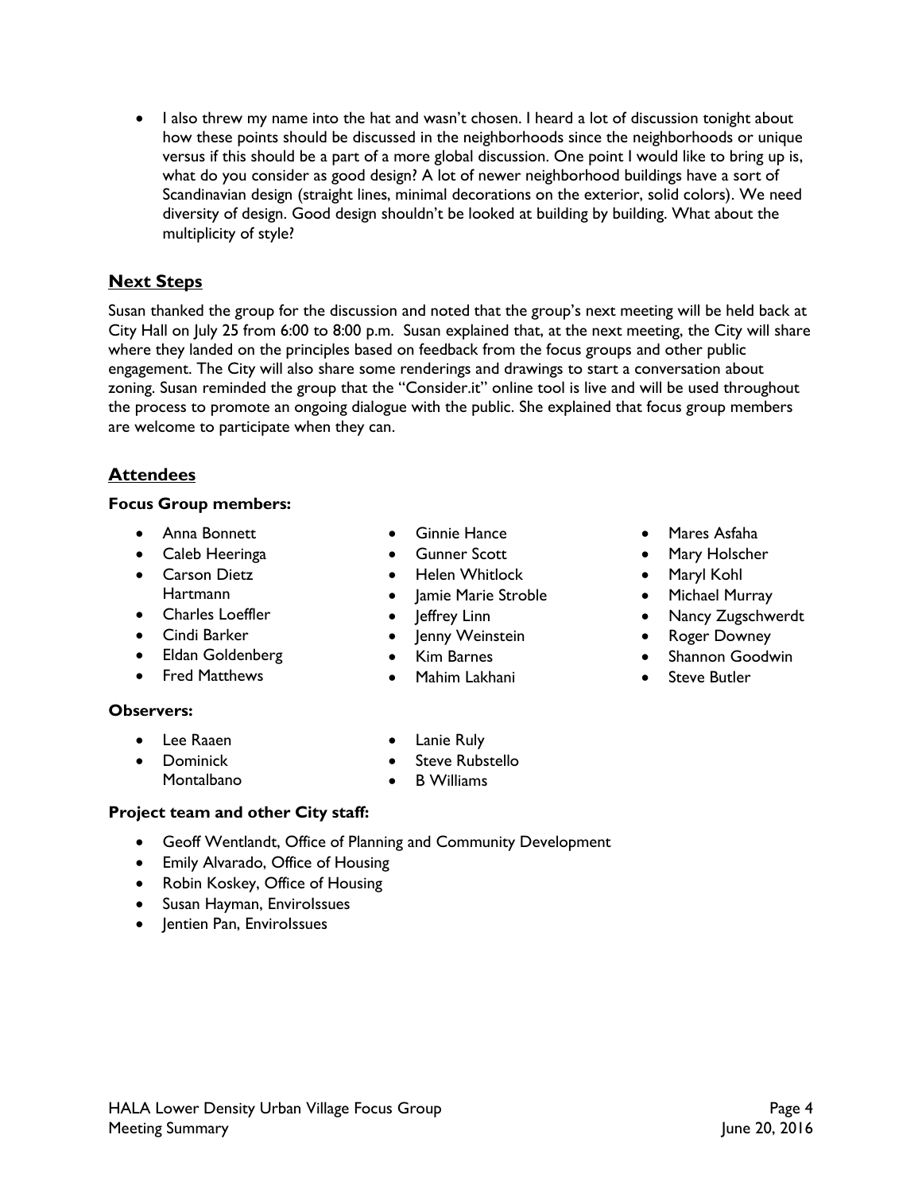- I also threw my name into the hat and wasn't chosen. I heard a lot of discussion tonight about how these points should be discussed in the neighborhoods since the neighborhoods or unique versus if this should be a part of a more global discussion. One point I would like to bring up is, what do you consider as good design? A lot of newer neighborhood buildings have a sort of Scandinavian design (straight lines, minimal decorations on the exterior, solid colors). We need diversity of design. Good design shouldn't be looked at building by building. What about the multiplicity of style?

## Next Steps

Susan thanked the group for the discussion and noted that the group's next meeting will be held back at City Hall on July 25 from 6:00 to 8:00 p.m. Susan explained that, at the next meeting, the City will share where they landed on the principles based on feedback from the focus groups and other public engagement. The City will also share some renderings and drawings to start a conversation about zoning. Susan reminded the group that the "Consider.it" online tool is live and will be used throughout the process to promote an ongoing dialogue with the public. She explained that focus group members are welcome to participate when they can.

## Attendees

**Focus Group members:**

- Anna Bonnett
- Caleb Heeringa
- Carson Dietz Hartmann
- Charles Loeffler
- Cindi Barker
- Eldan Goldenberg
- Fred Matthews
- Ginnie Hance
- Gunner Scott
- Helen Whitlock
- Jamie Marie Stroble
- Jeffrey Linn
- Jenny Weinstein
- Kim Barnes
- Mahim Lakhani
- Mares Asfaha
- Mary Holscher
- Maryl Kohl
- Michael Murray
- Nancy Zugschwerdt
- Roger Downey
- Shannon Goodwin
- Steve Butler

**Observers:**

- Lee Raaen
- Dominick Montalbano
- Lanie Ruly
- Steve Rubstello
- B Williams

**Project team and other City staff:**

- Geoff Wentlandt, Office of Planning and Community Development
- Emily Alvarado, Office of Housing
- Robin Koskey, Office of Housing
- Susan Hayman, EnviroIssues
- Jentien Pan, EnviroIssues